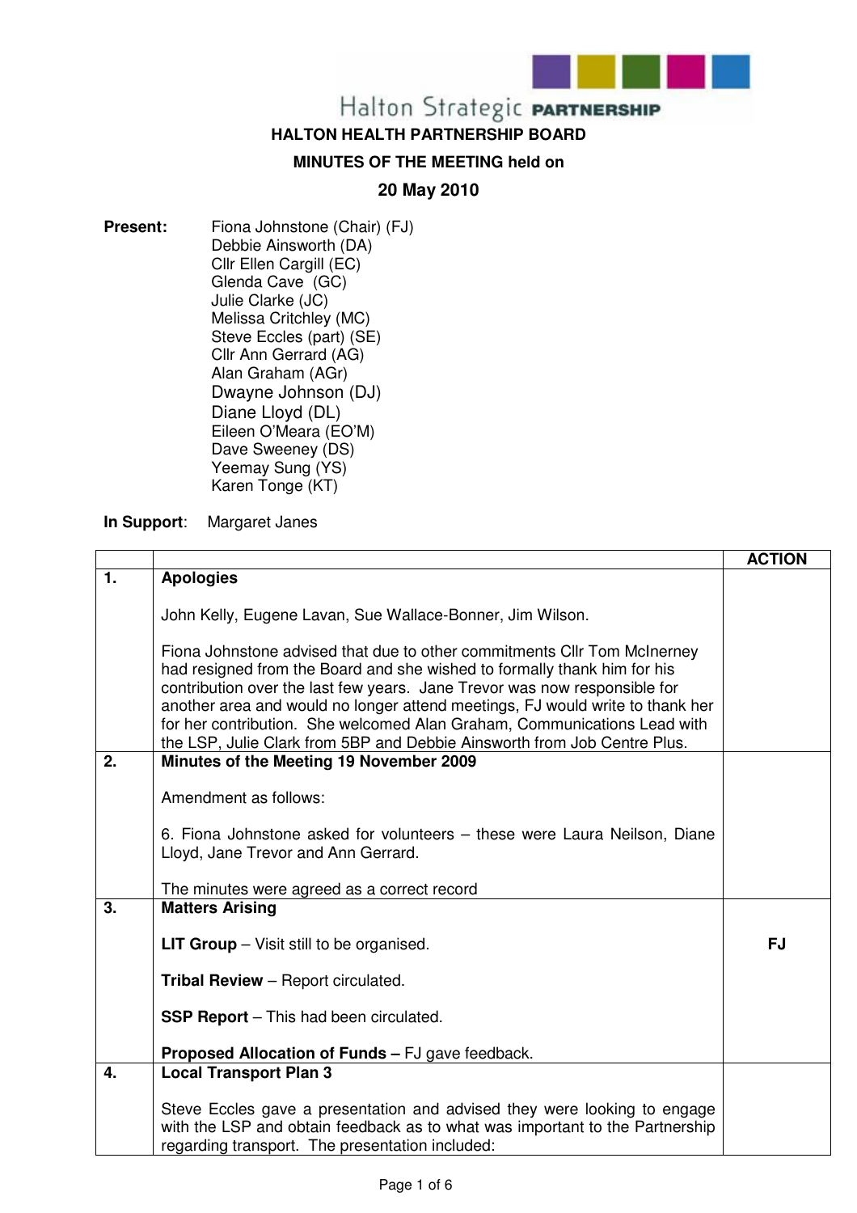Halton Strategic PARTNERSHIP

# HALTON HEALTH PARTNERSHIP BOARD

## MINUTES OF THE MEETING held on

## 20 May 2010

**Present:**

Fiona Johnstone (Chair) (FJ)
Debbie Ainsworth (DA)
Cllr Ellen Cargill (EC)
Glenda Cave (GC)
Julie Clarke (JC)
Melissa Critchley (MC)
Steve Eccles (part) (SE)
Cllr Ann Gerrard (AG)
Alan Graham (AGr)
Dwayne Johnson (DJ)
Diane Lloyd (DL)
Eileen O'Meara (EO'M)
Dave Sweeney (DS)
Yeemay Sung (YS)
Karen Tonge (KT)

**In Support**: Margaret Janes

| | | ACTION |
|---|---|---|
| 1. | **Apologies**<br><br>John Kelly, Eugene Lavan, Sue Wallace-Bonner, Jim Wilson.<br><br>Fiona Johnstone advised that due to other commitments Cllr Tom McInerney had resigned from the Board and she wished to formally thank him for his contribution over the last few years. Jane Trevor was now responsible for another area and would no longer attend meetings, FJ would write to thank her for her contribution. She welcomed Alan Graham, Communications Lead with the LSP, Julie Clark from 5BP and Debbie Ainsworth from Job Centre Plus. | |
| 2. | **Minutes of the Meeting 19 November 2009**<br><br>Amendment as follows:<br><br>6. Fiona Johnstone asked for volunteers – these were Laura Neilson, Diane Lloyd, Jane Trevor and Ann Gerrard.<br><br>The minutes were agreed as a correct record | |
| 3. | **Matters Arising**<br><br>**LIT Group** – Visit still to be organised.<br><br>**Tribal Review** – Report circulated.<br><br>**SSP Report** – This had been circulated.<br><br>**Proposed Allocation of Funds –** FJ gave feedback. | **FJ** |
| 4. | **Local Transport Plan 3**<br><br>Steve Eccles gave a presentation and advised they were looking to engage with the LSP and obtain feedback as to what was important to the Partnership regarding transport. The presentation included: | |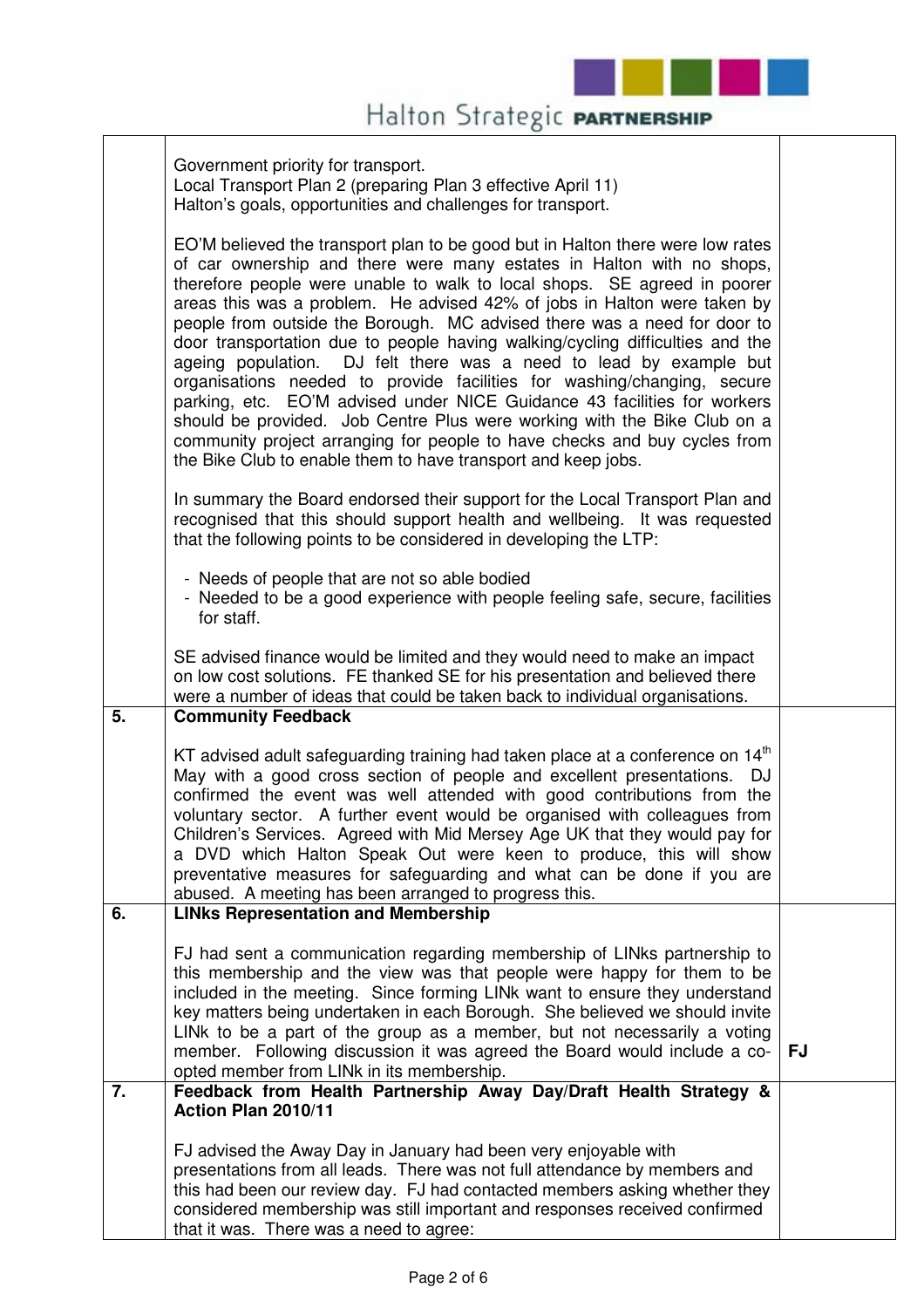| | | |
|---|---|---|
| | Government priority for transport.<br>Local Transport Plan 2 (preparing Plan 3 effective April 11)<br>Halton's goals, opportunities and challenges for transport.<br><br>EO'M believed the transport plan to be good but in Halton there were low rates of car ownership and there were many estates in Halton with no shops, therefore people were unable to walk to local shops. SE agreed in poorer areas this was a problem. He advised 42% of jobs in Halton were taken by people from outside the Borough. MC advised there was a need for door to door transportation due to people having walking/cycling difficulties and the ageing population. DJ felt there was a need to lead by example but organisations needed to provide facilities for washing/changing, secure parking, etc. EO'M advised under NICE Guidance 43 facilities for workers should be provided. Job Centre Plus were working with the Bike Club on a community project arranging for people to have checks and buy cycles from the Bike Club to enable them to have transport and keep jobs.<br><br>In summary the Board endorsed their support for the Local Transport Plan and recognised that this should support health and wellbeing. It was requested that the following points to be considered in developing the LTP:<br><br>- Needs of people that are not so able bodied<br>- Needed to be a good experience with people feeling safe, secure, facilities for staff.<br><br>SE advised finance would be limited and they would need to make an impact on low cost solutions. FE thanked SE for his presentation and believed there were a number of ideas that could be taken back to individual organisations. | |
| **5.** | **Community Feedback**<br><br>KT advised adult safeguarding training had taken place at a conference on 14th May with a good cross section of people and excellent presentations. DJ confirmed the event was well attended with good contributions from the voluntary sector. A further event would be organised with colleagues from Children's Services. Agreed with Mid Mersey Age UK that they would pay for a DVD which Halton Speak Out were keen to produce, this will show preventative measures for safeguarding and what can be done if you are abused. A meeting has been arranged to progress this. | |
| **6.** | **LINks Representation and Membership**<br><br>FJ had sent a communication regarding membership of LINks partnership to this membership and the view was that people were happy for them to be included in the meeting. Since forming LINk want to ensure they understand key matters being undertaken in each Borough. She believed we should invite LINk to be a part of the group as a member, but not necessarily a voting member. Following discussion it was agreed the Board would include a co-opted member from LINk in its membership. | **FJ** |
| **7.** | **Feedback from Health Partnership Away Day/Draft Health Strategy & Action Plan 2010/11**<br><br>FJ advised the Away Day in January had been very enjoyable with presentations from all leads. There was not full attendance by members and this had been our review day. FJ had contacted members asking whether they considered membership was still important and responses received confirmed that it was. There was a need to agree: | |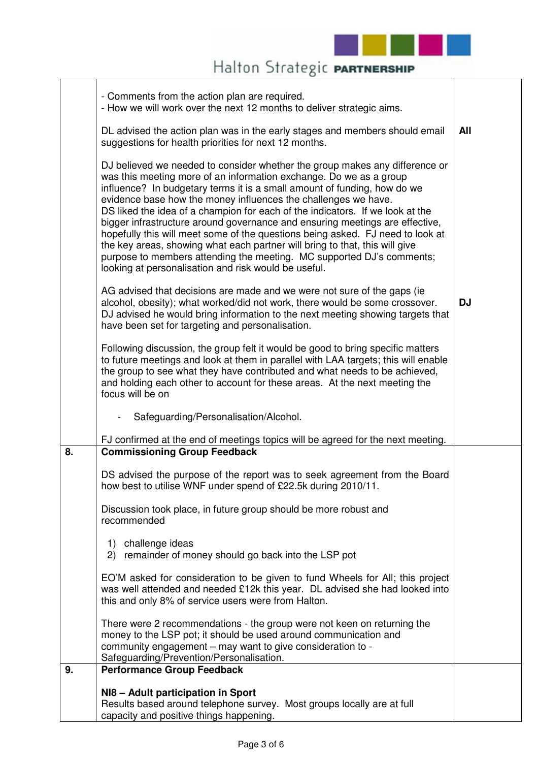| | | |
|---|---|---|
| | - Comments from the action plan are required.<br>- How we will work over the next 12 months to deliver strategic aims.<br><br>DL advised the action plan was in the early stages and members should email suggestions for health priorities for next 12 months.<br><br>DJ believed we needed to consider whether the group makes any difference or was this meeting more of an information exchange. Do we as a group influence? In budgetary terms it is a small amount of funding, how do we evidence base how the money influences the challenges we have.<br>DS liked the idea of a champion for each of the indicators. If we look at the bigger infrastructure around governance and ensuring meetings are effective, hopefully this will meet some of the questions being asked. FJ need to look at the key areas, showing what each partner will bring to that, this will give purpose to members attending the meeting. MC supported DJ's comments; looking at personalisation and risk would be useful.<br><br>AG advised that decisions are made and we were not sure of the gaps (ie alcohol, obesity); what worked/did not work, there would be some crossover. DJ advised he would bring information to the next meeting showing targets that have been set for targeting and personalisation.<br><br>Following discussion, the group felt it would be good to bring specific matters to future meetings and look at them in parallel with LAA targets; this will enable the group to see what they have contributed and what needs to be achieved, and holding each other to account for these areas. At the next meeting the focus will be on<br><br>- Safeguarding/Personalisation/Alcohol.<br><br>FJ confirmed at the end of meetings topics will be agreed for the next meeting. | **All**<br><br><br><br><br><br><br><br><br><br><br><br><br><br>**DJ** |
| **8.** | **Commissioning Group Feedback**<br><br>DS advised the purpose of the report was to seek agreement from the Board how best to utilise WNF under spend of £22.5k during 2010/11.<br><br>Discussion took place, in future group should be more robust and recommended<br><br>1) challenge ideas<br>2) remainder of money should go back into the LSP pot<br><br>EO'M asked for consideration to be given to fund Wheels for All; this project was well attended and needed £12k this year. DL advised she had looked into this and only 8% of service users were from Halton.<br><br>There were 2 recommendations - the group were not keen on returning the money to the LSP pot; it should be used around communication and community engagement – may want to give consideration to - Safeguarding/Prevention/Personalisation. | |
| **9.** | **Performance Group Feedback**<br><br>**NI8 – Adult participation in Sport**<br>Results based around telephone survey. Most groups locally are at full capacity and positive things happening. | |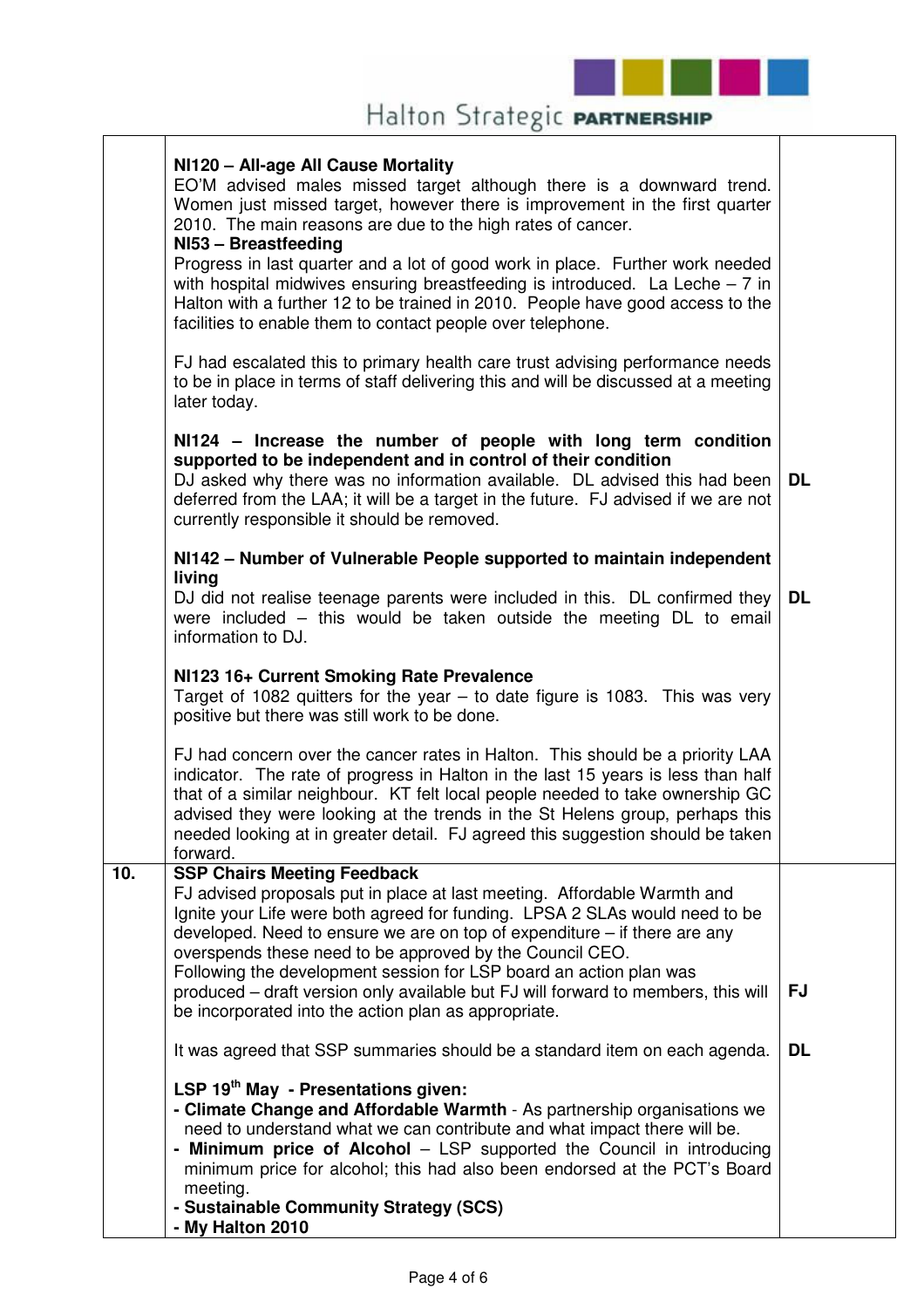| | | |
|---|---|---|
| | **NI120 – All-age All Cause Mortality**<br>EO'M advised males missed target although there is a downward trend. Women just missed target, however there is improvement in the first quarter 2010. The main reasons are due to the high rates of cancer.<br>**NI53 – Breastfeeding**<br>Progress in last quarter and a lot of good work in place. Further work needed with hospital midwives ensuring breastfeeding is introduced. La Leche – 7 in Halton with a further 12 to be trained in 2010. People have good access to the facilities to enable them to contact people over telephone.<br><br>FJ had escalated this to primary health care trust advising performance needs to be in place in terms of staff delivering this and will be discussed at a meeting later today.<br><br>**NI124 – Increase the number of people with long term condition supported to be independent and in control of their condition**<br>DJ asked why there was no information available. DL advised this had been deferred from the LAA; it will be a target in the future. FJ advised if we are not currently responsible it should be removed.<br><br>**NI142 – Number of Vulnerable People supported to maintain independent living**<br>DJ did not realise teenage parents were included in this. DL confirmed they were included – this would be taken outside the meeting DL to email information to DJ.<br><br>**NI123 16+ Current Smoking Rate Prevalence**<br>Target of 1082 quitters for the year – to date figure is 1083. This was very positive but there was still work to be done.<br><br>FJ had concern over the cancer rates in Halton. This should be a priority LAA indicator. The rate of progress in Halton in the last 15 years is less than half that of a similar neighbour. KT felt local people needed to take ownership GC advised they were looking at the trends in the St Helens group, perhaps this needed looking at in greater detail. FJ agreed this suggestion should be taken forward. | <br><br><br><br><br><br><br><br><br><br><br><br><br>**DL**<br><br><br><br><br>**DL** |
| **10.** | **SSP Chairs Meeting Feedback**<br>FJ advised proposals put in place at last meeting. Affordable Warmth and Ignite your Life were both agreed for funding. LPSA 2 SLAs would need to be developed. Need to ensure we are on top of expenditure – if there are any overspends these need to be approved by the Council CEO.<br>Following the development session for LSP board an action plan was produced – draft version only available but FJ will forward to members, this will be incorporated into the action plan as appropriate.<br><br>It was agreed that SSP summaries should be a standard item on each agenda.<br><br>**LSP 19th May - Presentations given:**<br>**- Climate Change and Affordable Warmth** - As partnership organisations we need to understand what we can contribute and what impact there will be.<br>**- Minimum price of Alcohol** – LSP supported the Council in introducing minimum price for alcohol; this had also been endorsed at the PCT's Board meeting.<br>**- Sustainable Community Strategy (SCS)**<br>**- My Halton 2010** | <br><br><br><br><br><br><br>**FJ**<br><br><br>**DL** |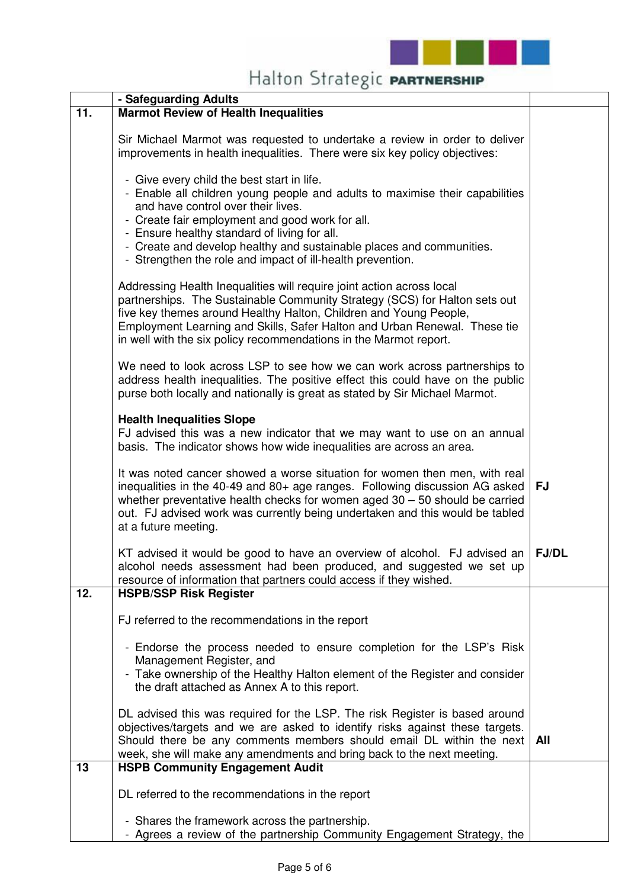| | - Safeguarding Adults | |
|---|---|---|
| 11. | **Marmot Review of Health Inequalities**<br><br>Sir Michael Marmot was requested to undertake a review in order to deliver improvements in health inequalities. There were six key policy objectives:<br><br>- Give every child the best start in life.<br>- Enable all children young people and adults to maximise their capabilities and have control over their lives.<br>- Create fair employment and good work for all.<br>- Ensure healthy standard of living for all.<br>- Create and develop healthy and sustainable places and communities.<br>- Strengthen the role and impact of ill-health prevention.<br><br>Addressing Health Inequalities will require joint action across local partnerships. The Sustainable Community Strategy (SCS) for Halton sets out five key themes around Healthy Halton, Children and Young People, Employment Learning and Skills, Safer Halton and Urban Renewal. These tie in well with the six policy recommendations in the Marmot report.<br><br>We need to look across LSP to see how we can work across partnerships to address health inequalities. The positive effect this could have on the public purse both locally and nationally is great as stated by Sir Michael Marmot.<br><br>**Health Inequalities Slope**<br>FJ advised this was a new indicator that we may want to use on an annual basis. The indicator shows how wide inequalities are across an area.<br><br>It was noted cancer showed a worse situation for women then men, with real inequalities in the 40-49 and 80+ age ranges. Following discussion AG asked whether preventative health checks for women aged 30 – 50 should be carried out. FJ advised work was currently being undertaken and this would be tabled at a future meeting.<br><br>KT advised it would be good to have an overview of alcohol. FJ advised an alcohol needs assessment had been produced, and suggested we set up resource of information that partners could access if they wished. | <br><br><br><br><br><br><br><br><br><br><br><br><br><br><br><br><br><br><br><br><br><br><br><br><br>**FJ**<br><br><br><br><br>**FJ/DL** |
| 12. | **HSPB/SSP Risk Register**<br><br>FJ referred to the recommendations in the report<br><br>- Endorse the process needed to ensure completion for the LSP's Risk Management Register, and<br>- Take ownership of the Healthy Halton element of the Register and consider the draft attached as Annex A to this report.<br><br>DL advised this was required for the LSP. The risk Register is based around objectives/targets and we are asked to identify risks against these targets. Should there be any comments members should email DL within the next week, she will make any amendments and bring back to the next meeting. | <br><br><br><br><br><br><br><br><br><br><br>**All** |
| 13 | **HSPB Community Engagement Audit**<br><br>DL referred to the recommendations in the report<br><br>- Shares the framework across the partnership.<br>- Agrees a review of the partnership Community Engagement Strategy, the | |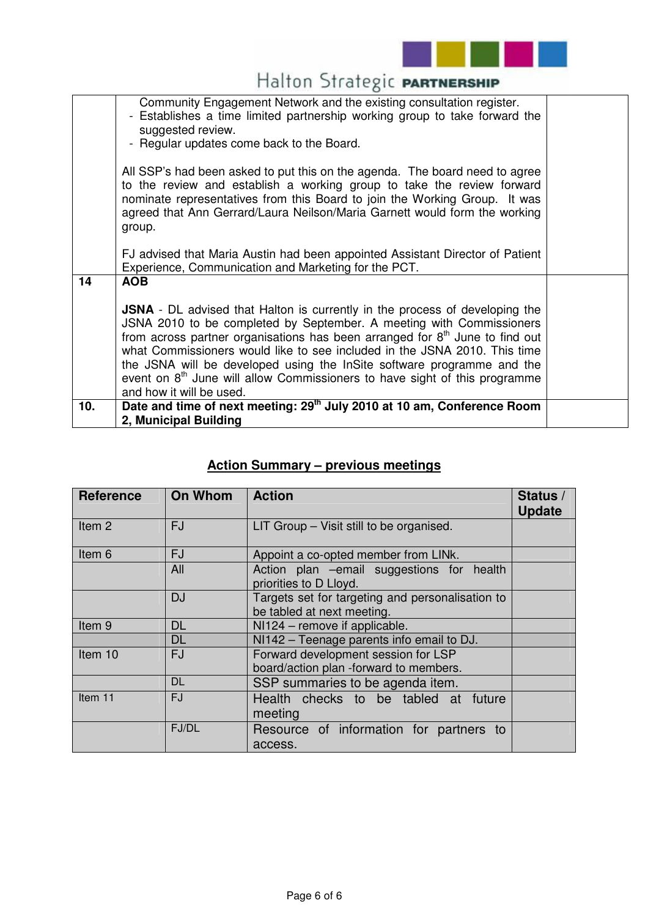| | | |
|---|---|---|
| | Community Engagement Network and the existing consultation register.<br>- Establishes a time limited partnership working group to take forward the suggested review.<br>- Regular updates come back to the Board.<br><br>All SSP's had been asked to put this on the agenda. The board need to agree to the review and establish a working group to take the review forward nominate representatives from this Board to join the Working Group. It was agreed that Ann Gerrard/Laura Neilson/Maria Garnett would form the working group.<br><br>FJ advised that Maria Austin had been appointed Assistant Director of Patient Experience, Communication and Marketing for the PCT. | |
| **14** | **AOB**<br><br>**JSNA** - DL advised that Halton is currently in the process of developing the JSNA 2010 to be completed by September. A meeting with Commissioners from across partner organisations has been arranged for 8th June to find out what Commissioners would like to see included in the JSNA 2010. This time the JSNA will be developed using the InSite software programme and the event on 8th June will allow Commissioners to have sight of this programme and how it will be used. | |
| **10.** | **Date and time of next meeting: 29th July 2010 at 10 am, Conference Room 2, Municipal Building** | |

## Action Summary – previous meetings

| Reference | On Whom | Action | Status / Update |
|---|---|---|---|
| Item 2 | FJ | LIT Group – Visit still to be organised. | |
| Item 6 | FJ | Appoint a co-opted member from LINk. | |
| | All | Action plan –email suggestions for health priorities to D Lloyd. | |
| | DJ | Targets set for targeting and personalisation to be tabled at next meeting. | |
| Item 9 | DL | NI124 – remove if applicable. | |
| | DL | NI142 – Teenage parents info email to DJ. | |
| Item 10 | FJ | Forward development session for LSP board/action plan -forward to members. | |
| | DL | SSP summaries to be agenda item. | |
| Item 11 | FJ | Health checks to be tabled at future meeting | |
| | FJ/DL | Resource of information for partners to access. | |